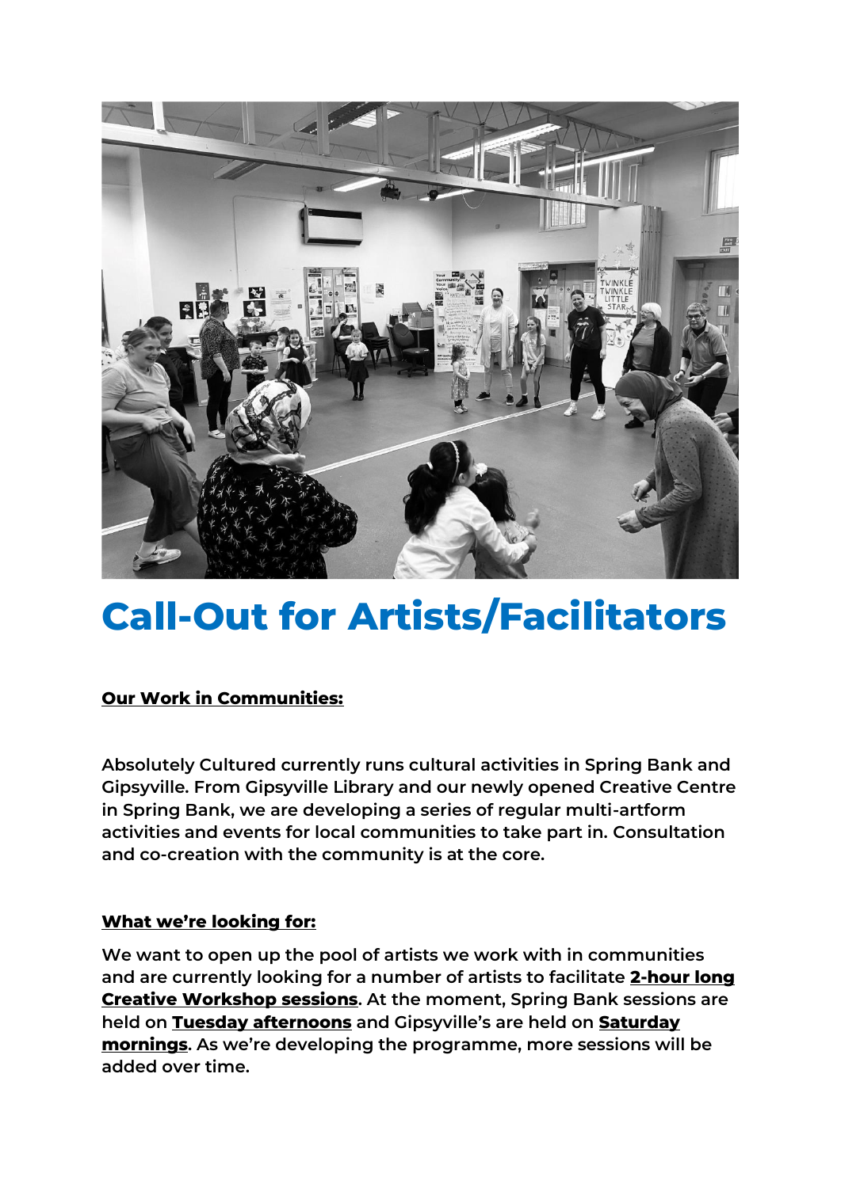# Call-Out for Artists/Facilitators

**Our Work in Communities:**

Absolutely Cultured currently runs cultural activities in Spring Bank and Gipsyville. From Gipsyville Library and our newly opened Creative Centre in Spring Bank, we are developing a series of regular multi-artform activities and events for local communities to take part in. Consultation and co-creation with the community is at the core.

**What we're looking for:**

We want to open up the pool of artists we work with in communities and are currently looking for a number of artists to facilitate **2-hour long Creative Workshop sessions**. At the moment, Spring Bank sessions are held on **Tuesday afternoons** and Gipsyville's are held on **Saturday mornings**. As we're developing the programme, more sessions will be added over time.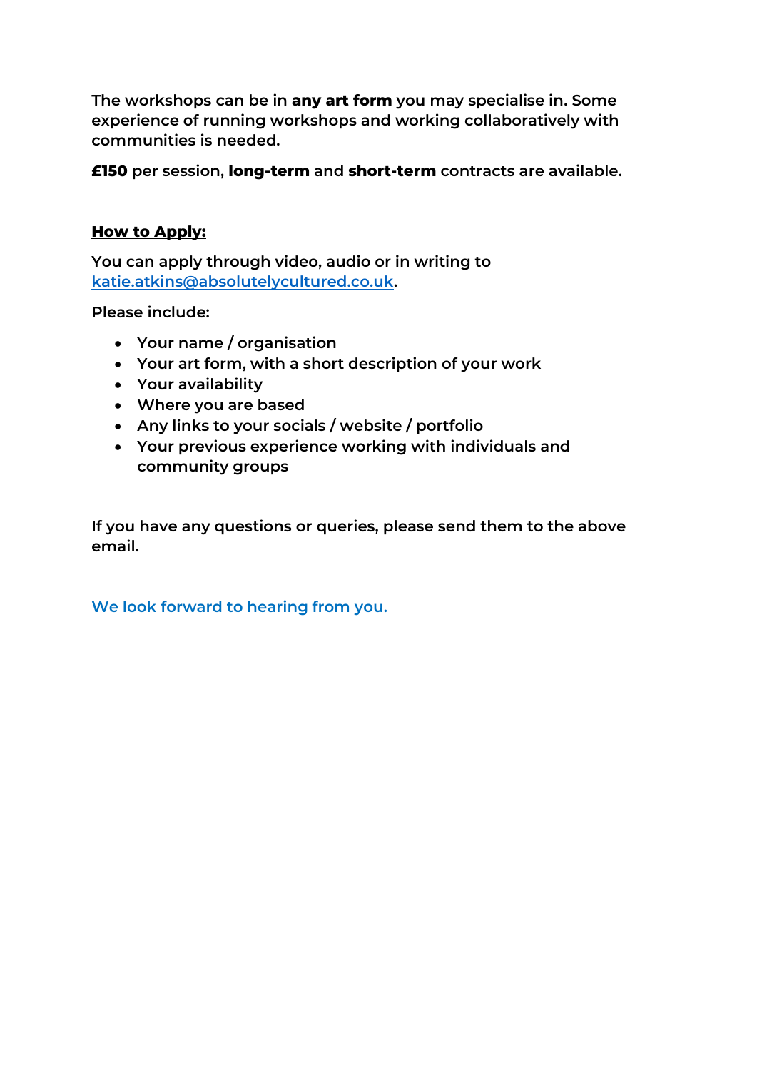The workshops can be in **any art form** you may specialise in. Some experience of running workshops and working collaboratively with communities is needed.

**£150** per session, **long-term** and **short-term** contracts are available.

## How to Apply:

You can apply through video, audio or in writing to katie.atkins@absolutelycultured.co.uk.

Please include:

- Your name / organisation
- Your art form, with a short description of your work
- Your availability
- Where you are based
- Any links to your socials / website / portfolio
- Your previous experience working with individuals and community groups

If you have any questions or queries, please send them to the above email.

We look forward to hearing from you.